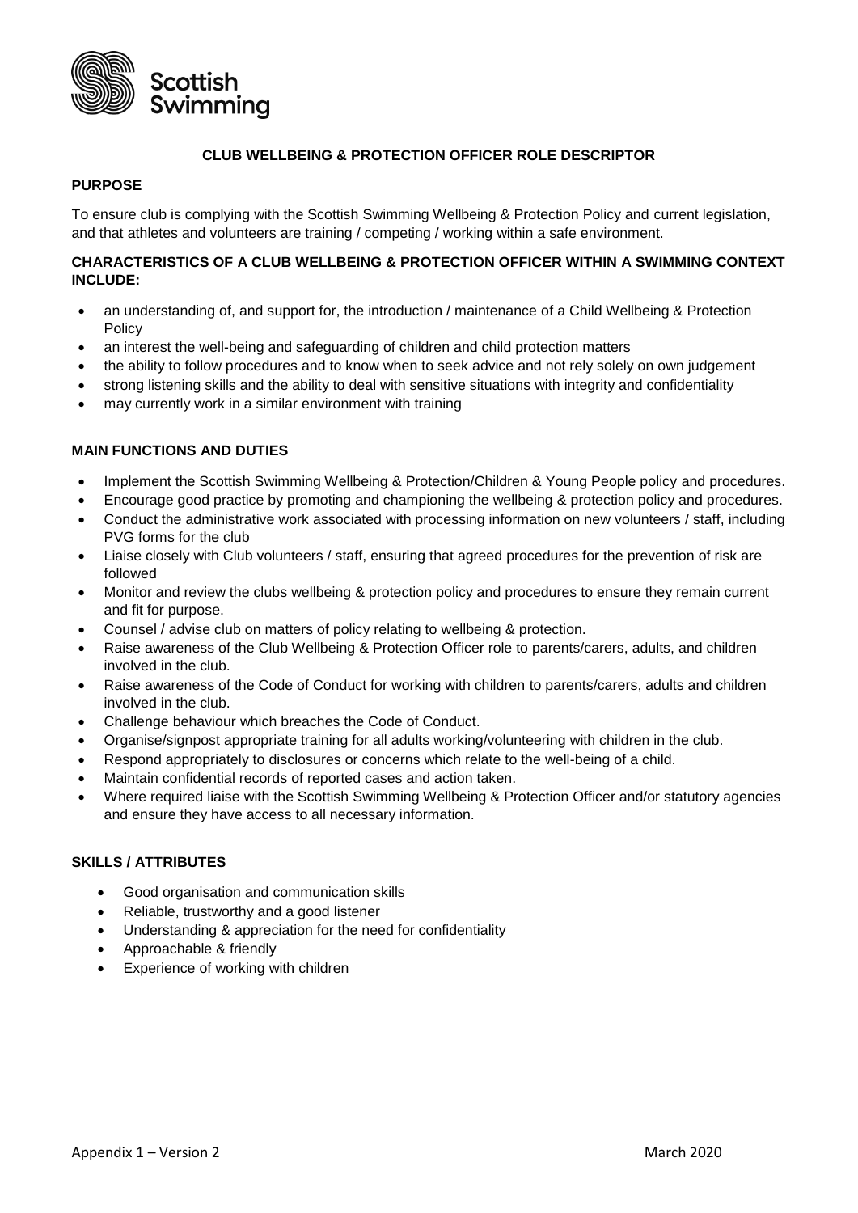Scottish Swimming

# CLUB WELLBEING & PROTECTION OFFICER ROLE DESCRIPTOR

## PURPOSE

To ensure club is complying with the Scottish Swimming Wellbeing & Protection Policy and current legislation, and that athletes and volunteers are training / competing / working within a safe environment.

## CHARACTERISTICS OF A CLUB WELLBEING & PROTECTION OFFICER WITHIN A SWIMMING CONTEXT INCLUDE:

- an understanding of, and support for, the introduction / maintenance of a Child Wellbeing & Protection Policy
- an interest the well-being and safeguarding of children and child protection matters
- the ability to follow procedures and to know when to seek advice and not rely solely on own judgement
- strong listening skills and the ability to deal with sensitive situations with integrity and confidentiality
- may currently work in a similar environment with training

## MAIN FUNCTIONS AND DUTIES

- Implement the Scottish Swimming Wellbeing & Protection/Children & Young People policy and procedures.
- Encourage good practice by promoting and championing the wellbeing & protection policy and procedures.
- Conduct the administrative work associated with processing information on new volunteers / staff, including PVG forms for the club
- Liaise closely with Club volunteers / staff, ensuring that agreed procedures for the prevention of risk are followed
- Monitor and review the clubs wellbeing & protection policy and procedures to ensure they remain current and fit for purpose.
- Counsel / advise club on matters of policy relating to wellbeing & protection.
- Raise awareness of the Club Wellbeing & Protection Officer role to parents/carers, adults, and children involved in the club.
- Raise awareness of the Code of Conduct for working with children to parents/carers, adults and children involved in the club.
- Challenge behaviour which breaches the Code of Conduct.
- Organise/signpost appropriate training for all adults working/volunteering with children in the club.
- Respond appropriately to disclosures or concerns which relate to the well-being of a child.
- Maintain confidential records of reported cases and action taken.
- Where required liaise with the Scottish Swimming Wellbeing & Protection Officer and/or statutory agencies and ensure they have access to all necessary information.

## SKILLS / ATTRIBUTES

- Good organisation and communication skills
- Reliable, trustworthy and a good listener
- Understanding & appreciation for the need for confidentiality
- Approachable & friendly
- Experience of working with children

Appendix 1 – Version 2 March 2020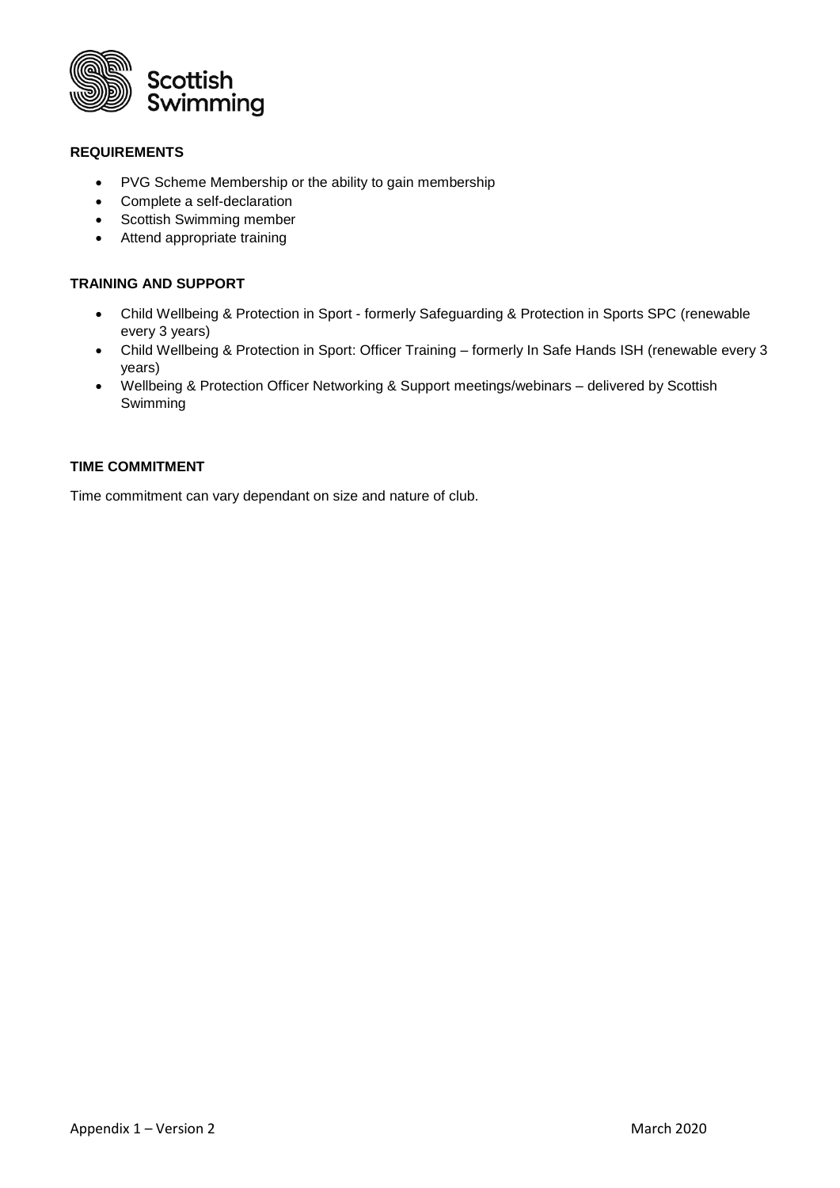**REQUIREMENTS**

- PVG Scheme Membership or the ability to gain membership
- Complete a self-declaration
- Scottish Swimming member
- Attend appropriate training

**TRAINING AND SUPPORT**

- Child Wellbeing & Protection in Sport - formerly Safeguarding & Protection in Sports SPC (renewable every 3 years)
- Child Wellbeing & Protection in Sport: Officer Training – formerly In Safe Hands ISH (renewable every 3 years)
- Wellbeing & Protection Officer Networking & Support meetings/webinars – delivered by Scottish Swimming

**TIME COMMITMENT**

Time commitment can vary dependant on size and nature of club.